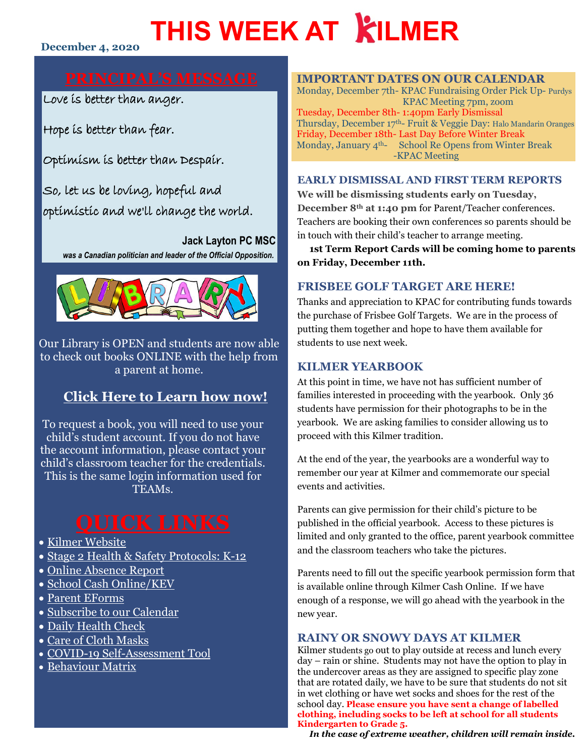# THIS WEEK AT KILMER

**December 4, 2020**

## PRINCIPAL'S MESSAGE

Love is better than anger.

Hope is better than fear.

Optimism is better than Despair.

So, let us be loving, hopeful and optimistic and we'll change the world.

**Jack Layton PC MSC**

***was a Canadian politician and leader of the Official Opposition.***

Our Library is OPEN and students are now able to check out books ONLINE with the help from a parent at home.

**Click Here to Learn how now!**

To request a book, you will need to use your child's student account. If you do not have the account information, please contact your child's classroom teacher for the credentials. This is the same login information used for TEAMs.

## QUICK LINKS

- Kilmer Website
- Stage 2 Health & Safety Protocols: K-12
- Online Absence Report
- School Cash Online/KEV
- Parent EForms
- Subscribe to our Calendar
- Daily Health Check
- Care of Cloth Masks
- COVID-19 Self-Assessment Tool
- Behaviour Matrix

## IMPORTANT DATES ON OUR CALENDAR

Monday, December 7th- KPAC Fundraising Order Pick Up- Purdys
KPAC Meeting 7pm, zoom
Tuesday, December 8th- 1:40pm Early Dismissal
Thursday, December 17th- Fruit & Veggie Day: Halo Mandarin Oranges
Friday, December 18th- Last Day Before Winter Break
Monday, January 4th- School Re Opens from Winter Break
-KPAC Meeting

## EARLY DISMISSAL AND FIRST TERM REPORTS

**We will be dismissing students early on Tuesday, December 8th at 1:40 pm** for Parent/Teacher conferences. Teachers are booking their own conferences so parents should be in touch with their child's teacher to arrange meeting.

**1st Term Report Cards will be coming home to parents on Friday, December 11th.**

## FRISBEE GOLF TARGET ARE HERE!

Thanks and appreciation to KPAC for contributing funds towards the purchase of Frisbee Golf Targets. We are in the process of putting them together and hope to have them available for students to use next week.

## KILMER YEARBOOK

At this point in time, we have not has sufficient number of families interested in proceeding with the yearbook. Only 36 students have permission for their photographs to be in the yearbook. We are asking families to consider allowing us to proceed with this Kilmer tradition.

At the end of the year, the yearbooks are a wonderful way to remember our year at Kilmer and commemorate our special events and activities.

Parents can give permission for their child's picture to be published in the official yearbook. Access to these pictures is limited and only granted to the office, parent yearbook committee and the classroom teachers who take the pictures.

Parents need to fill out the specific yearbook permission form that is available online through Kilmer Cash Online. If we have enough of a response, we will go ahead with the yearbook in the new year.

## RAINY OR SNOWY DAYS AT KILMER

Kilmer students go out to play outside at recess and lunch every day – rain or shine. Students may not have the option to play in the undercover areas as they are assigned to specific play zone that are rotated daily, we have to be sure that students do not sit in wet clothing or have wet socks and shoes for the rest of the school day. **Please ensure you have sent a change of labelled clothing, including socks to be left at school for all students Kindergarten to Grade 5.**

***In the case of extreme weather, children will remain inside.***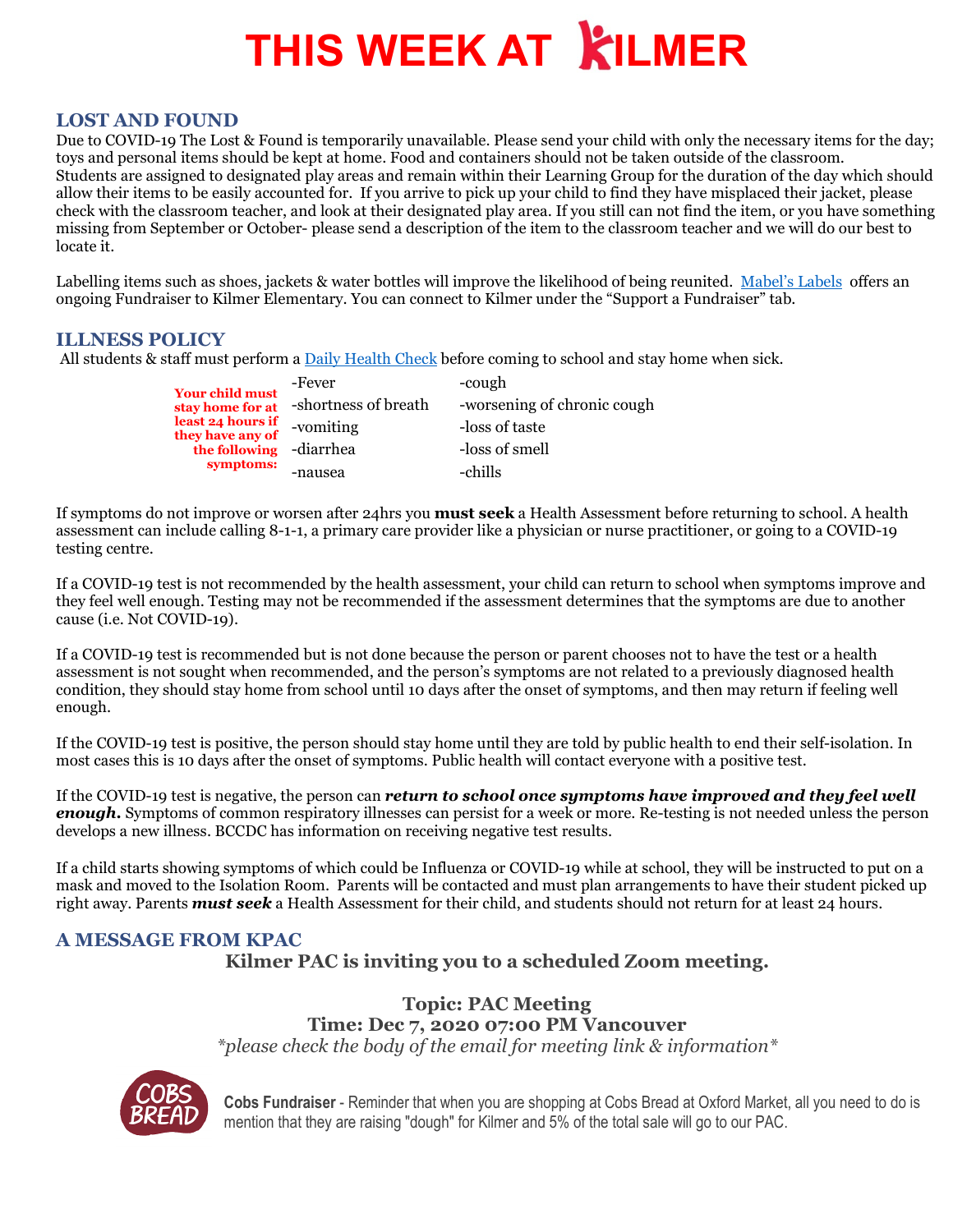# THIS WEEK AT KILMER

## LOST AND FOUND

Due to COVID-19 The Lost & Found is temporarily unavailable. Please send your child with only the necessary items for the day; toys and personal items should be kept at home. Food and containers should not be taken outside of the classroom. Students are assigned to designated play areas and remain within their Learning Group for the duration of the day which should allow their items to be easily accounted for. If you arrive to pick up your child to find they have misplaced their jacket, please check with the classroom teacher, and look at their designated play area. If you still can not find the item, or you have something missing from September or October- please send a description of the item to the classroom teacher and we will do our best to locate it.

Labelling items such as shoes, jackets & water bottles will improve the likelihood of being reunited. Mabel's Labels offers an ongoing Fundraiser to Kilmer Elementary. You can connect to Kilmer under the "Support a Fundraiser" tab.

## ILLNESS POLICY

All students & staff must perform a Daily Health Check before coming to school and stay home when sick.

**Your child must stay home for at least 24 hours if they have any of the following symptoms:**

| | |
|---|---|
| -Fever | -cough |
| -shortness of breath | -worsening of chronic cough |
| -vomiting | -loss of taste |
| -diarrhea | -loss of smell |
| -nausea | -chills |

If symptoms do not improve or worsen after 24hrs you **must seek** a Health Assessment before returning to school. A health assessment can include calling 8-1-1, a primary care provider like a physician or nurse practitioner, or going to a COVID-19 testing centre.

If a COVID-19 test is not recommended by the health assessment, your child can return to school when symptoms improve and they feel well enough. Testing may not be recommended if the assessment determines that the symptoms are due to another cause (i.e. Not COVID-19).

If a COVID-19 test is recommended but is not done because the person or parent chooses not to have the test or a health assessment is not sought when recommended, and the person's symptoms are not related to a previously diagnosed health condition, they should stay home from school until 10 days after the onset of symptoms, and then may return if feeling well enough.

If the COVID-19 test is positive, the person should stay home until they are told by public health to end their self-isolation. In most cases this is 10 days after the onset of symptoms. Public health will contact everyone with a positive test.

If the COVID-19 test is negative, the person can ***return to school once symptoms have improved and they feel well enough.*** Symptoms of common respiratory illnesses can persist for a week or more. Re-testing is not needed unless the person develops a new illness. BCCDC has information on receiving negative test results.

If a child starts showing symptoms of which could be Influenza or COVID-19 while at school, they will be instructed to put on a mask and moved to the Isolation Room. Parents will be contacted and must plan arrangements to have their student picked up right away. Parents ***must seek*** a Health Assessment for their child, and students should not return for at least 24 hours.

## A MESSAGE FROM KPAC

**Kilmer PAC is inviting you to a scheduled Zoom meeting.**

**Topic: PAC Meeting**
**Time: Dec 7, 2020 07:00 PM Vancouver**
*\*please check the body of the email for meeting link & information\**

**Cobs Fundraiser** - Reminder that when you are shopping at Cobs Bread at Oxford Market, all you need to do is mention that they are raising "dough" for Kilmer and 5% of the total sale will go to our PAC.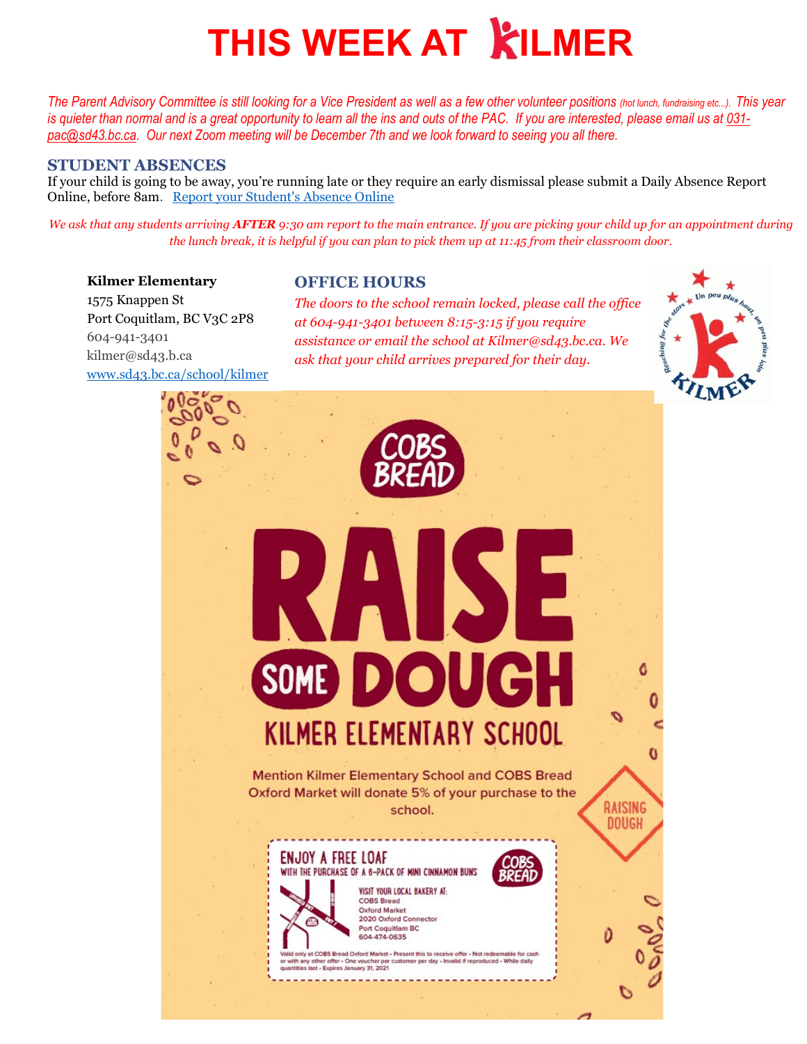# THIS WEEK AT KILMER

*The Parent Advisory Committee is still looking for a Vice President as well as a few other volunteer positions (hot lunch, fundraising etc...). This year is quieter than normal and is a great opportunity to learn all the ins and outs of the PAC. If you are interested, please email us at 031-pac@sd43.bc.ca. Our next Zoom meeting will be December 7th and we look forward to seeing you all there.*

## STUDENT ABSENCES

If your child is going to be away, you're running late or they require an early dismissal please submit a Daily Absence Report Online, before 8am. [Report your Student's Absence Online]

*We ask that any students arriving **AFTER** 9:30 am report to the main entrance. If you are picking your child up for an appointment during the lunch break, it is helpful if you can plan to pick them up at 11:45 from their classroom door.*

**Kilmer Elementary**
1575 Knappen St
Port Coquitlam, BC V3C 2P8
604-941-3401
kilmer@sd43.b.ca
www.sd43.bc.ca/school/kilmer

## OFFICE HOURS

*The doors to the school remain locked, please call the office at 604-941-3401 between 8:15-3:15 if you require assistance or email the school at Kilmer@sd43.bc.ca. We ask that your child arrives prepared for their day.*

Reaching for the stars · Un peu plus haut, un peu plus loin · KILMER

COBS BREAD

# RAISE SOME DOUGH

## KILMER ELEMENTARY SCHOOL

Mention Kilmer Elementary School and COBS Bread Oxford Market will donate 5% of your purchase to the school.

RAISING DOUGH

**ENJOY A FREE LOAF**
WITH THE PURCHASE OF A 6-PACK OF MINI CINNAMON BUNS

VISIT YOUR LOCAL BAKERY AT:
COBS Bread
Oxford Market
2020 Oxford Connector
Port Coquitlam BC
604-474-0635

Valid only at COBS Bread Oxford Market • Present this to receive offer • Not redeemable for cash or with any other offer • One voucher per customer per day • Invalid if reproduced • While daily quantities last • Expires January 31, 2021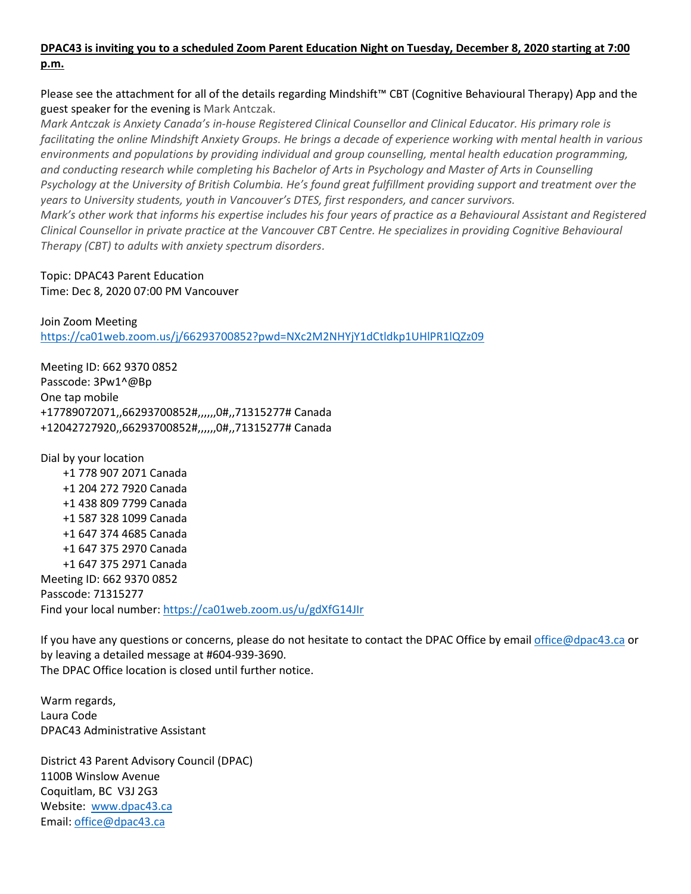**DPAC43 is inviting you to a scheduled Zoom Parent Education Night on Tuesday, December 8, 2020 starting at 7:00 p.m.**

Please see the attachment for all of the details regarding Mindshift™ CBT (Cognitive Behavioural Therapy) App and the guest speaker for the evening is Mark Antczak.

*Mark Antczak is Anxiety Canada's in-house Registered Clinical Counsellor and Clinical Educator. His primary role is facilitating the online Mindshift Anxiety Groups. He brings a decade of experience working with mental health in various environments and populations by providing individual and group counselling, mental health education programming, and conducting research while completing his Bachelor of Arts in Psychology and Master of Arts in Counselling Psychology at the University of British Columbia. He's found great fulfillment providing support and treatment over the years to University students, youth in Vancouver's DTES, first responders, and cancer survivors.*

*Mark's other work that informs his expertise includes his four years of practice as a Behavioural Assistant and Registered Clinical Counsellor in private practice at the Vancouver CBT Centre. He specializes in providing Cognitive Behavioural Therapy (CBT) to adults with anxiety spectrum disorders.*

Topic: DPAC43 Parent Education
Time: Dec 8, 2020 07:00 PM Vancouver

Join Zoom Meeting
https://ca01web.zoom.us/j/66293700852?pwd=NXc2M2NHYjY1dCtldkp1UHlPR1lQZz09

Meeting ID: 662 9370 0852
Passcode: 3Pw1^@Bp
One tap mobile
+17789072071,,66293700852#,,,,,,0#,,71315277# Canada
+12042727920,,66293700852#,,,,,,0#,,71315277# Canada

Dial by your location
- +1 778 907 2071 Canada
- +1 204 272 7920 Canada
- +1 438 809 7799 Canada
- +1 587 328 1099 Canada
- +1 647 374 4685 Canada
- +1 647 375 2970 Canada
- +1 647 375 2971 Canada

Meeting ID: 662 9370 0852
Passcode: 71315277
Find your local number: https://ca01web.zoom.us/u/gdXfG14JIr

If you have any questions or concerns, please do not hesitate to contact the DPAC Office by email office@dpac43.ca or by leaving a detailed message at #604-939-3690.
The DPAC Office location is closed until further notice.

Warm regards,
Laura Code
DPAC43 Administrative Assistant

District 43 Parent Advisory Council (DPAC)
1100B Winslow Avenue
Coquitlam, BC V3J 2G3
Website: www.dpac43.ca
Email: office@dpac43.ca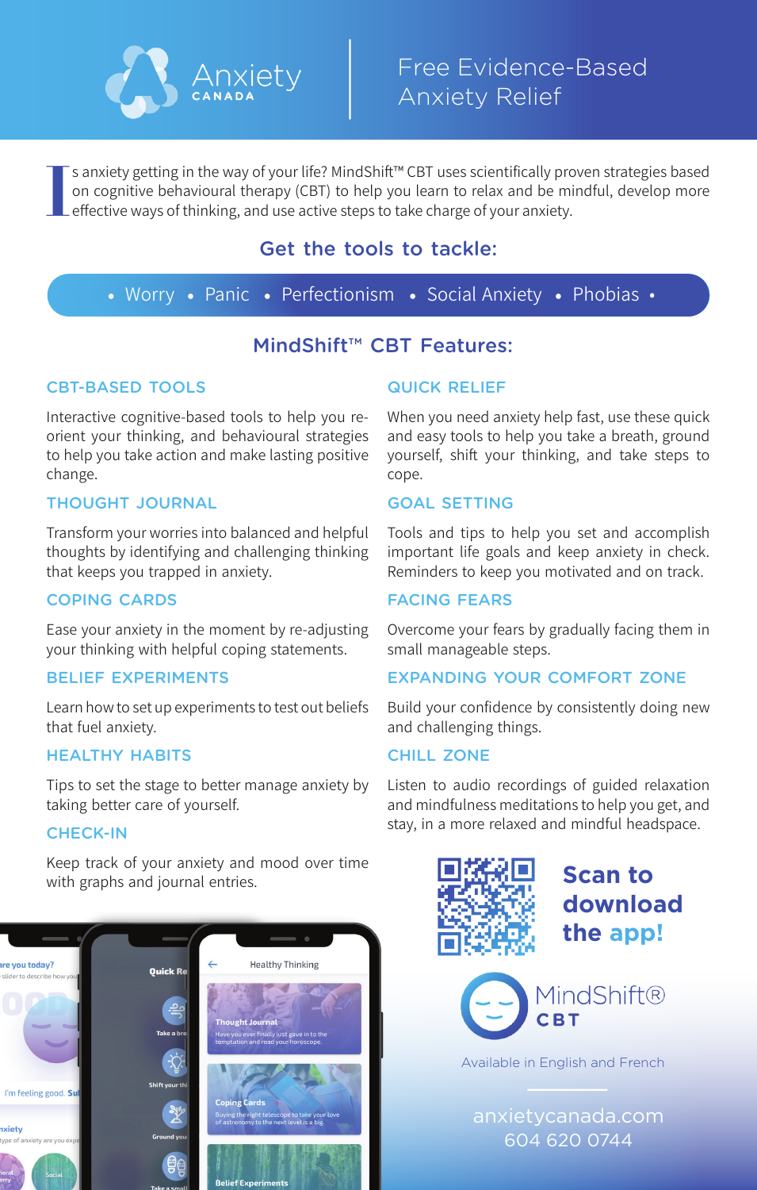Anxiety CANADA

Free Evidence-Based Anxiety Relief

Is anxiety getting in the way of your life? MindShift™ CBT uses scientifically proven strategies based on cognitive behavioural therapy (CBT) to help you learn to relax and be mindful, develop more effective ways of thinking, and use active steps to take charge of your anxiety.

## Get the tools to tackle:

• Worry • Panic • Perfectionism • Social Anxiety • Phobias •

## MindShift™ CBT Features:

### CBT-BASED TOOLS

Interactive cognitive-based tools to help you re-orient your thinking, and behavioural strategies to help you take action and make lasting positive change.

### THOUGHT JOURNAL

Transform your worries into balanced and helpful thoughts by identifying and challenging thinking that keeps you trapped in anxiety.

### COPING CARDS

Ease your anxiety in the moment by re-adjusting your thinking with helpful coping statements.

### BELIEF EXPERIMENTS

Learn how to set up experiments to test out beliefs that fuel anxiety.

### HEALTHY HABITS

Tips to set the stage to better manage anxiety by taking better care of yourself.

### CHECK-IN

Keep track of your anxiety and mood over time with graphs and journal entries.

### QUICK RELIEF

When you need anxiety help fast, use these quick and easy tools to help you take a breath, ground yourself, shift your thinking, and take steps to cope.

### GOAL SETTING

Tools and tips to help you set and accomplish important life goals and keep anxiety in check. Reminders to keep you motivated and on track.

### FACING FEARS

Overcome your fears by gradually facing them in small manageable steps.

### EXPANDING YOUR COMFORT ZONE

Build your confidence by consistently doing new and challenging things.

### CHILL ZONE

Listen to audio recordings of guided relaxation and mindfulness meditations to help you get, and stay, in a more relaxed and mindful headspace.

**Scan to download the app!**

MindShift® CBT

Available in English and French

anxietycanada.com
604 620 0744